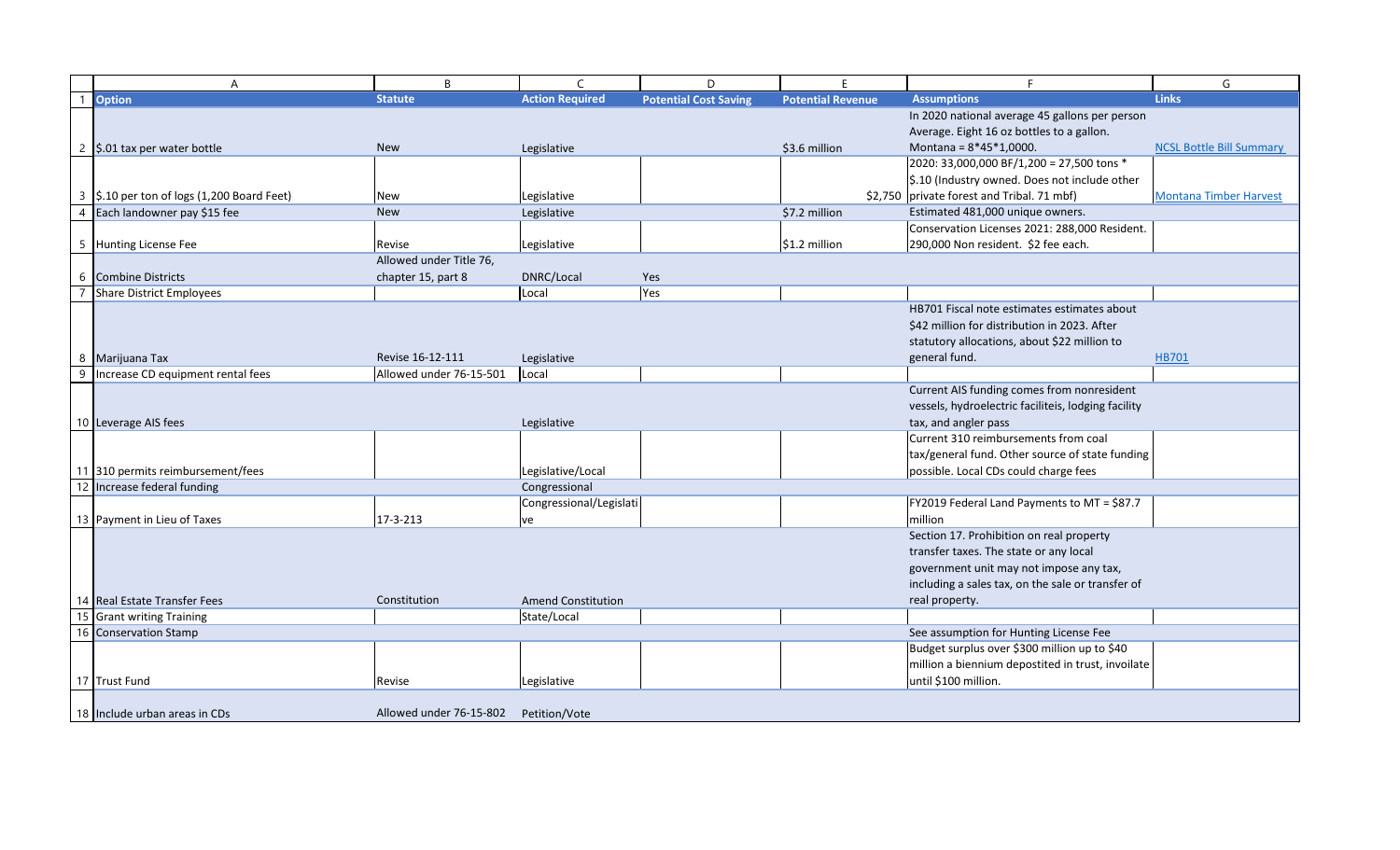| Option | Statute | Action Required | Potential Cost Saving | Potential Revenue | Assumptions | Links |
|---|---|---|---|---|---|---|
| $.01 tax per water bottle | New | Legislative | | $3.6 million | In 2020 national average 45 gallons per person Average. Eight 16 oz bottles to a gallon. Montana = 8*45*1,0000. | NCSL Bottle Bill Summary |
| $.10 per ton of logs (1,200 Board Feet) | New | Legislative | | $2,750 | 2020: 33,000,000 BF/1,200 = 27,500 tons * $.10 (Industry owned. Does not include other private forest and Tribal. 71 mbf) | Montana Timber Harvest |
| Each landowner pay $15 fee | New | Legislative | | $7.2 million | Estimated 481,000 unique owners. | |
| Hunting License Fee | Revise | Legislative | | $1.2 million | Conservation Licenses 2021: 288,000 Resident. 290,000 Non resident. $2 fee each. | |
| Combine Districts | Allowed under Title 76, chapter 15, part 8 | DNRC/Local | Yes | | | |
| Share District Employees | | Local | Yes | | | |
| Marijuana Tax | Revise 16-12-111 | Legislative | | | HB701 Fiscal note estimates estimates about $42 million for distribution in 2023. After statutory allocations, about $22 million to general fund. | HB701 |
| Increase CD equipment rental fees | Allowed under 76-15-501 | Local | | | | |
| Leverage AIS fees | | Legislative | | | Current AIS funding comes from nonresident vessels, hydroelectric faciliteis, lodging facility tax, and angler pass | |
| 310 permits reimbursement/fees | | Legislative/Local | | | Current 310 reimbursements from coal tax/general fund. Other source of state funding possible. Local CDs could charge fees | |
| Increase federal funding | | Congressional | | | | |
| Payment in Lieu of Taxes | 17-3-213 | Congressional/Legislative | | | FY2019 Federal Land Payments to MT = $87.7 million | |
| Real Estate Transfer Fees | Constitution | Amend Constitution | | | Section 17. Prohibition on real property transfer taxes. The state or any local government unit may not impose any tax, including a sales tax, on the sale or transfer of real property. | |
| Grant writing Training | | State/Local | | | | |
| Conservation Stamp | | | | | See assumption for Hunting License Fee | |
| Trust Fund | Revise | Legislative | | | Budget surplus over $300 million up to $40 million a biennium depostited in trust, invoilate until $100 million. | |
| Include urban areas in CDs | Allowed under 76-15-802 | Petition/Vote | | | | |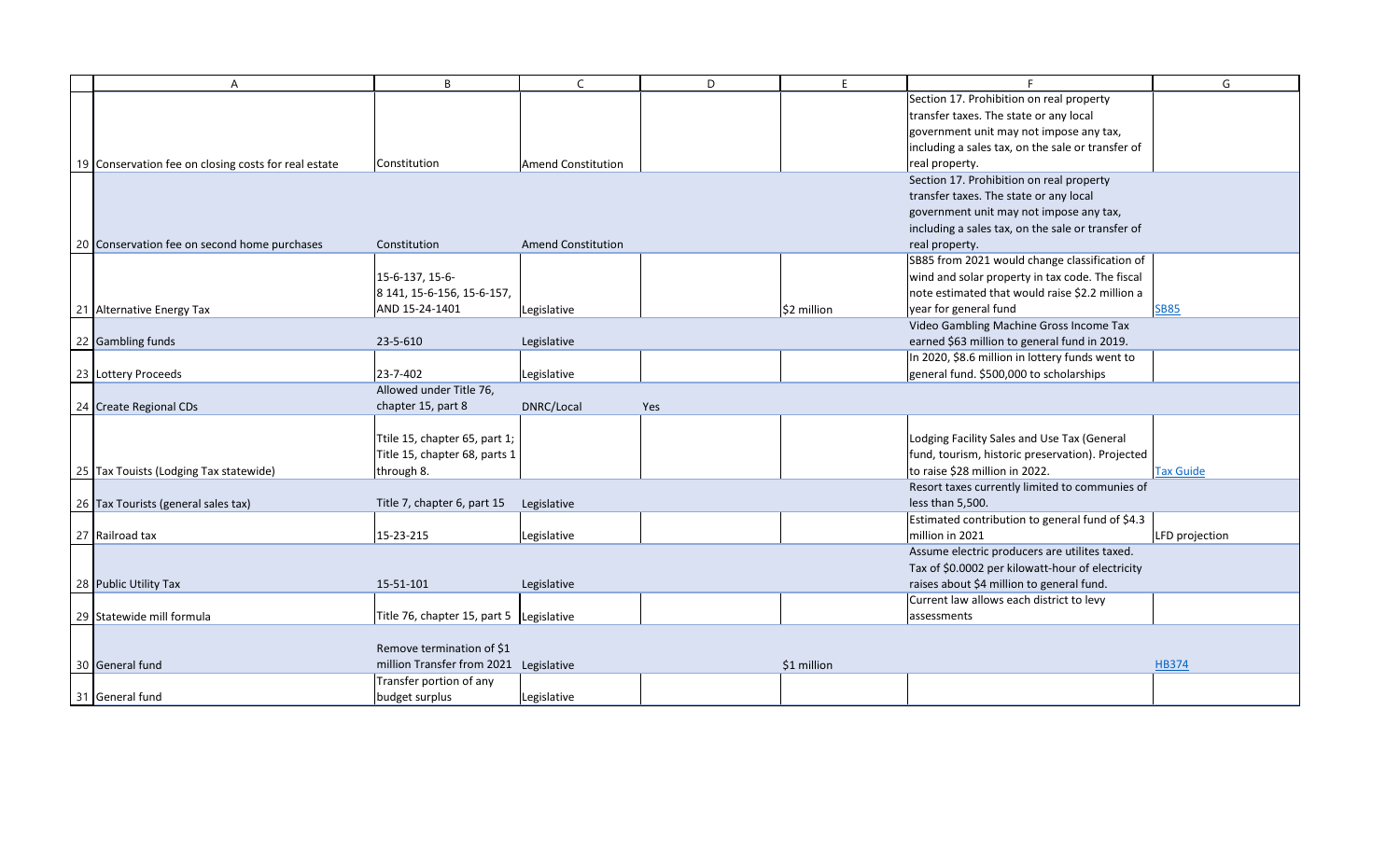| | A | B | C | D | E | F | G |
|---|---|---|---|---|---|---|---|
| 19 | Conservation fee on closing costs for real estate | Constitution | Amend Constitution | | | Section 17. Prohibition on real property transfer taxes. The state or any local government unit may not impose any tax, including a sales tax, on the sale or transfer of real property. | |
| 20 | Conservation fee on second home purchases | Constitution | Amend Constitution | | | Section 17. Prohibition on real property transfer taxes. The state or any local government unit may not impose any tax, including a sales tax, on the sale or transfer of real property. | |
| 21 | Alternative Energy Tax | 15-6-137, 15-6-8 141, 15-6-156, 15-6-157, AND 15-24-1401 | Legislative | | \$2 million | SB85 from 2021 would change classification of wind and solar property in tax code. The fiscal note estimated that would raise \$2.2 million a year for general fund | SB85 |
| 22 | Gambling funds | 23-5-610 | Legislative | | | Video Gambling Machine Gross Income Tax earned \$63 million to general fund in 2019. | |
| 23 | Lottery Proceeds | 23-7-402 | Legislative | | | In 2020, \$8.6 million in lottery funds went to general fund. \$500,000 to scholarships | |
| 24 | Create Regional CDs | Allowed under Title 76, chapter 15, part 8 | DNRC/Local | Yes | | | |
| 25 | Tax Touists (Lodging Tax statewide) | Ttile 15, chapter 65, part 1; Title 15, chapter 68, parts 1 through 8. | | | | Lodging Facility Sales and Use Tax (General fund, tourism, historic preservation). Projected to raise \$28 million in 2022. | Tax Guide |
| 26 | Tax Tourists (general sales tax) | Title 7, chapter 6, part 15 | Legislative | | | Resort taxes currently limited to communies of less than 5,500. | |
| 27 | Railroad tax | 15-23-215 | Legislative | | | Estimated contribution to general fund of \$4.3 million in 2021 | LFD projection |
| 28 | Public Utility Tax | 15-51-101 | Legislative | | | Assume electric producers are utilites taxed. Tax of \$0.0002 per kilowatt-hour of electricity raises about \$4 million to general fund. | |
| 29 | Statewide mill formula | Title 76, chapter 15, part 5 | Legislative | | | Current law allows each district to levy assessments | |
| 30 | General fund | Remove termination of \$1 million Transfer from 2021 | Legislative | | \$1 million | | HB374 |
| 31 | General fund | Transfer portion of any budget surplus | Legislative | | | | |